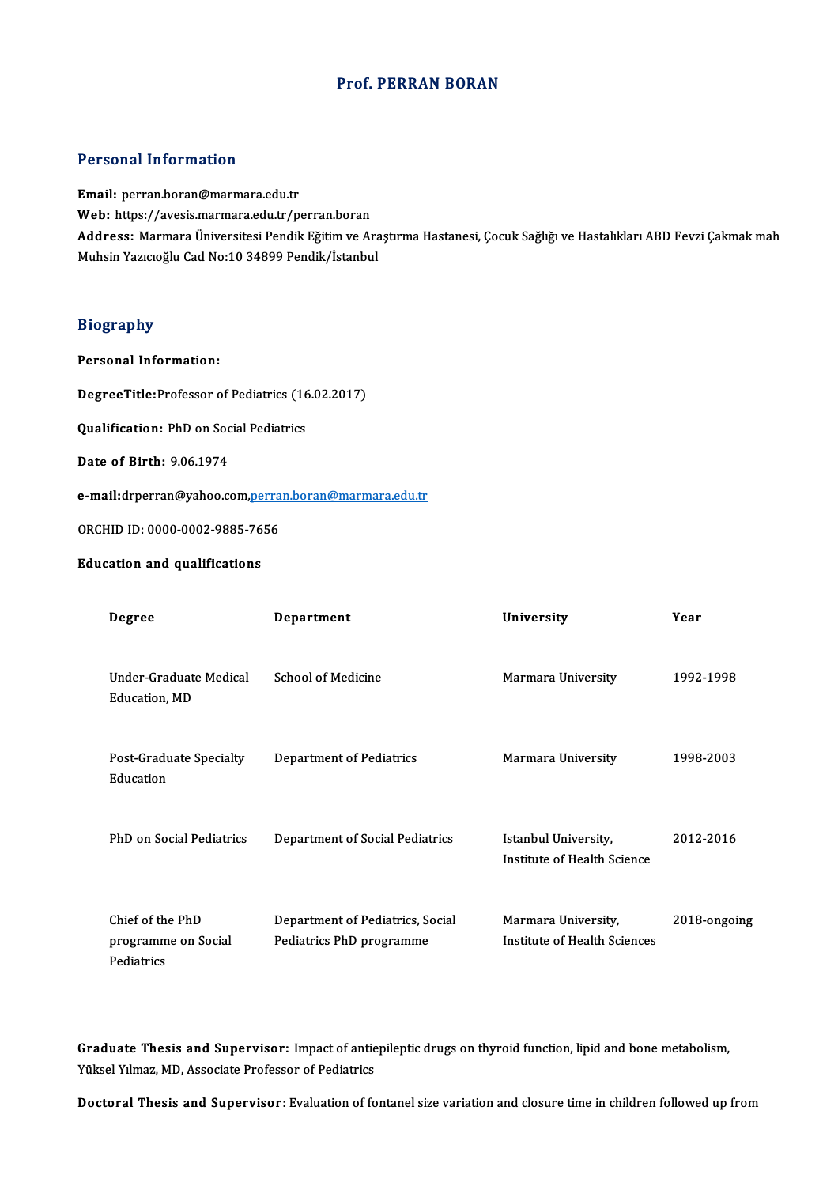# Prof. PERRAN BORAN

## Personal Information

**Email:** perran.boran@marmara.edu.tr
**Web:** https://avesis.marmara.edu.tr/perran.boran
**Address:** Marmara Üniversitesi Pendik Eğitim ve Araştırma Hastanesi, Çocuk Sağlığı ve Hastalıkları ABD Fevzi Çakmak mah Muhsin Yazıcıoğlu Cad No:10 34899 Pendik/İstanbul

## Biography

**Personal Information:**

**DegreeTitle:**Professor of Pediatrics (16.02.2017)

**Qualification:** PhD on Social Pediatrics

**Date of Birth:** 9.06.1974

**e-mail:**drperran@yahoo.com,perran.boran@marmara.edu.tr

ORCHID ID: 0000-0002-9885-7656

**Education and qualifications**

| Degree | Department | University | Year |
|---|---|---|---|
| Under-Graduate Medical Education, MD | School of Medicine | Marmara University | 1992-1998 |
| Post-Graduate Specialty Education | Department of Pediatrics | Marmara University | 1998-2003 |
| PhD on Social Pediatrics | Department of Social Pediatrics | Istanbul University, Institute of Health Science | 2012-2016 |
| Chief of the PhD programme on Social Pediatrics | Department of Pediatrics, Social Pediatrics PhD programme | Marmara University, Institute of Health Sciences | 2018-ongoing |

**Graduate Thesis and Supervisor:** Impact of antiepileptic drugs on thyroid function, lipid and bone metabolism, Yüksel Yılmaz, MD, Associate Professor of Pediatrics

**Doctoral Thesis and Supervisor**: Evaluation of fontanel size variation and closure time in children followed up from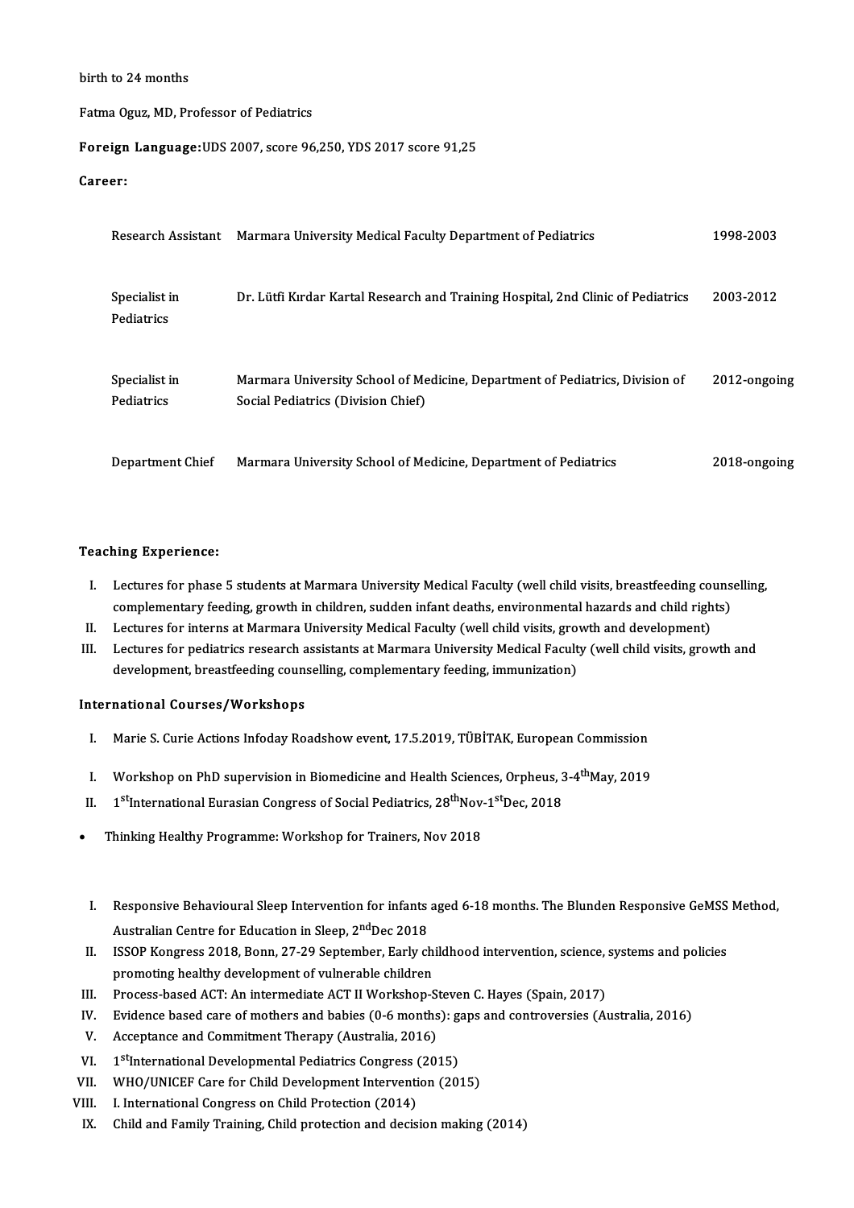birth to 24 months

Fatma Oguz, MD, Professor of Pediatrics

**Foreign Language:** UDS 2007, score 96,250, YDS 2017 score 91,25

**Career:**

| | | |
|---|---|---|
| Research Assistant | Marmara University Medical Faculty Department of Pediatrics | 1998-2003 |
| Specialist in Pediatrics | Dr. Lütfi Kırdar Kartal Research and Training Hospital, 2nd Clinic of Pediatrics | 2003-2012 |
| Specialist in Pediatrics | Marmara University School of Medicine, Department of Pediatrics, Division of Social Pediatrics (Division Chief) | 2012-ongoing |
| Department Chief | Marmara University School of Medicine, Department of Pediatrics | 2018-ongoing |

**Teaching Experience:**

I. Lectures for phase 5 students at Marmara University Medical Faculty (well child visits, breastfeeding counselling, complementary feeding, growth in children, sudden infant deaths, environmental hazards and child rights)
II. Lectures for interns at Marmara University Medical Faculty (well child visits, growth and development)
III. Lectures for pediatrics research assistants at Marmara University Medical Faculty (well child visits, growth and development, breastfeeding counselling, complementary feeding, immunization)

**International Courses/Workshops**

I. Marie S. Curie Actions Infoday Roadshow event, 17.5.2019, TÜBİTAK, European Commission

I. Workshop on PhD supervision in Biomedicine and Health Sciences, Orpheus, 3-4th May, 2019
II. 1st International Eurasian Congress of Social Pediatrics, 28th Nov-1st Dec, 2018

- Thinking Healthy Programme: Workshop for Trainers, Nov 2018

I. Responsive Behavioural Sleep Intervention for infants aged 6-18 months. The Blunden Responsive GeMSS Method, Australian Centre for Education in Sleep, 2nd Dec 2018
II. ISSOP Kongress 2018, Bonn, 27-29 September, Early childhood intervention, science, systems and policies promoting healthy development of vulnerable children
III. Process-based ACT: An intermediate ACT II Workshop-Steven C. Hayes (Spain, 2017)
IV. Evidence based care of mothers and babies (0-6 months): gaps and controversies (Australia, 2016)
V. Acceptance and Commitment Therapy (Australia, 2016)
VI. 1st International Developmental Pediatrics Congress (2015)
VII. WHO/UNICEF Care for Child Development Intervention (2015)
VIII. I. International Congress on Child Protection (2014)
IX. Child and Family Training, Child protection and decision making (2014)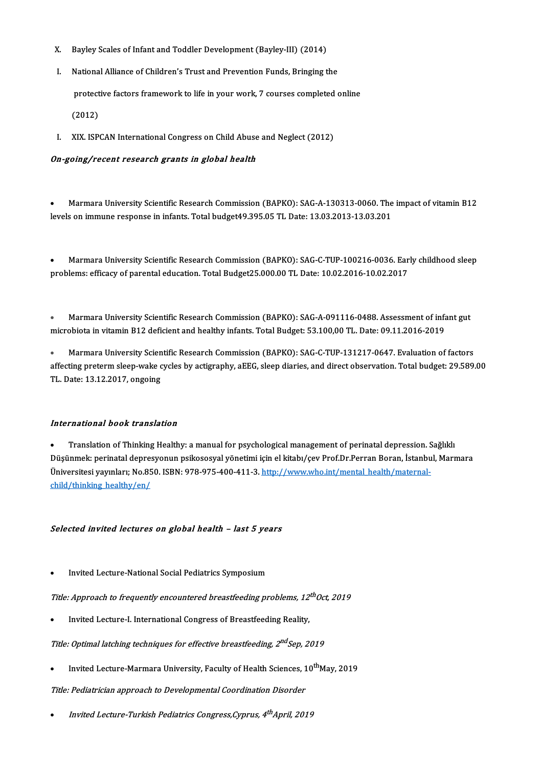X. Bayley Scales of Infant and Toddler Development (Bayley-III) (2014)

I. National Alliance of Children's Trust and Prevention Funds, Bringing the protective factors framework to life in your work, 7 courses completed online (2012)

I. XIX. ISPCAN International Congress on Child Abuse and Neglect (2012)

### *On-going/recent research grants in global health*

- Marmara University Scientific Research Commission (BAPKO): SAG-A-130313-0060. The impact of vitamin B12 levels on immune response in infants. Total budget49.395.05 TL Date: 13.03.2013-13.03.201

- Marmara University Scientific Research Commission (BAPKO): SAG-C-TUP-100216-0036. Early childhood sleep problems: efficacy of parental education. Total Budget25.000.00 TL Date: 10.02.2016-10.02.2017

- Marmara University Scientific Research Commission (BAPKO): SAG-A-091116-0488. Assessment of infant gut microbiota in vitamin B12 deficient and healthy infants. Total Budget: 53.100,00 TL. Date: 09.11.2016-2019

- Marmara University Scientific Research Commission (BAPKO): SAG-C-TUP-131217-0647. Evaluation of factors affecting preterm sleep-wake cycles by actigraphy, aEEG, sleep diaries, and direct observation. Total budget: 29.589.00 TL. Date: 13.12.2017, ongoing

### *International book translation*

- Translation of Thinking Healthy: a manual for psychological management of perinatal depression. Sağlıklı Düşünmek: perinatal depresyonun psikososyal yönetimi için el kitabı/çev Prof.Dr.Perran Boran, İstanbul, Marmara Üniversitesi yayınları; No.850. ISBN: 978-975-400-411-3. [http://www.who.int/mental_health/maternal-child/thinking_healthy/en/](http://www.who.int/mental_health/maternal-child/thinking_healthy/en/)

### *Selected invited lectures on global health – last 5 years*

- Invited Lecture-National Social Pediatrics Symposium

*Title: Approach to frequently encountered breastfeeding problems, 12th Oct, 2019*

- Invited Lecture-I. International Congress of Breastfeeding Reality,

*Title: Optimal latching techniques for effective breastfeeding, 2nd Sep, 2019*

- Invited Lecture-Marmara University, Faculty of Health Sciences, 10th May, 2019

*Title: Pediatrician approach to Developmental Coordination Disorder*

- *Invited Lecture-Turkish Pediatrics Congress,Cyprus, 4th April, 2019*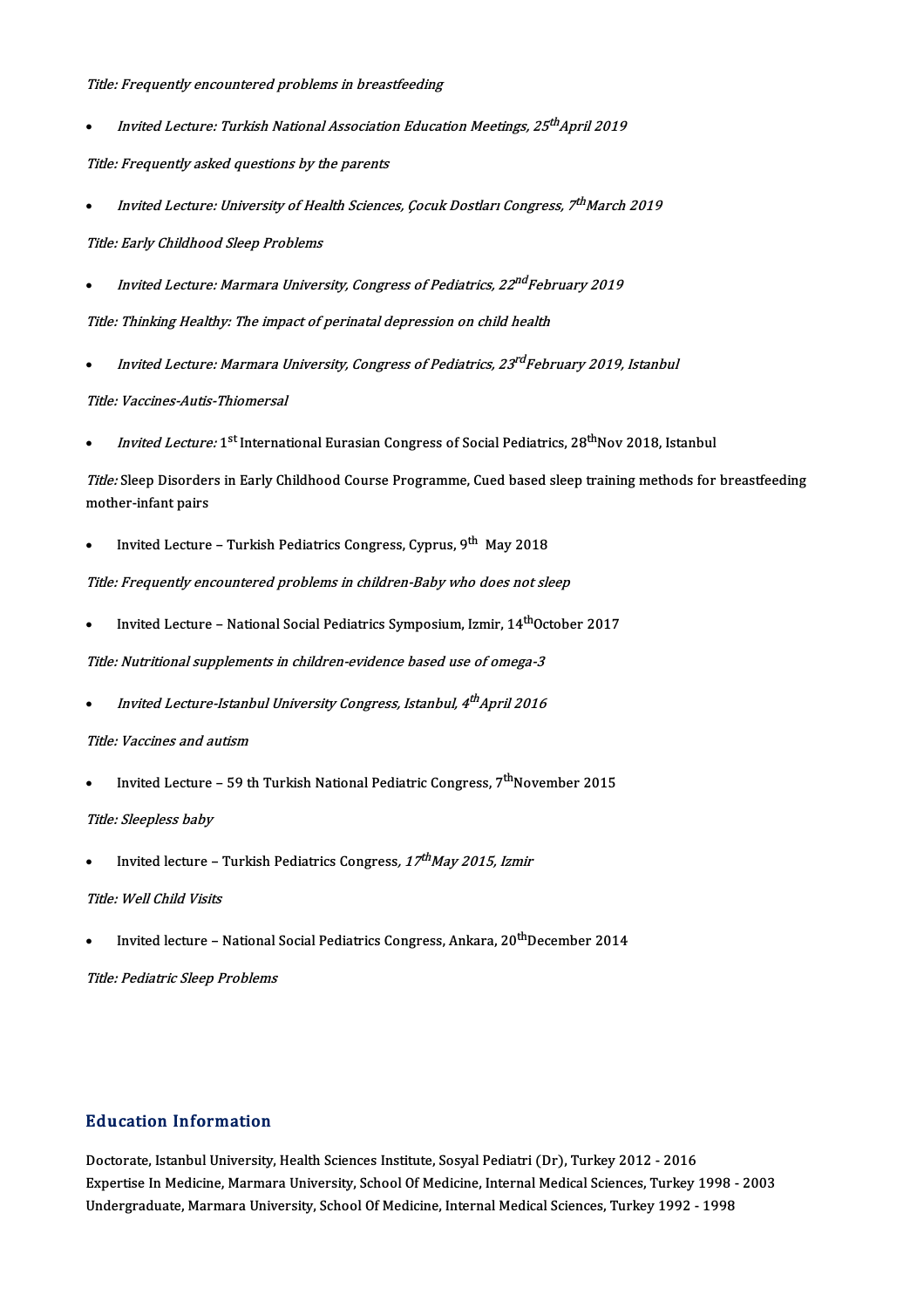*Title: Frequently encountered problems in breastfeeding*

- *Invited Lecture: Turkish National Association Education Meetings, 25th April 2019*

*Title: Frequently asked questions by the parents*

- *Invited Lecture: University of Health Sciences, Çocuk Dostları Congress, 7th March 2019*

*Title: Early Childhood Sleep Problems*

- *Invited Lecture: Marmara University, Congress of Pediatrics, 22nd February 2019*

*Title: Thinking Healthy: The impact of perinatal depression on child health*

- *Invited Lecture: Marmara University, Congress of Pediatrics, 23rd February 2019, Istanbul*

*Title: Vaccines-Autis-Thiomersal*

- *Invited Lecture:* 1st International Eurasian Congress of Social Pediatrics, 28th Nov 2018, Istanbul

*Title:* Sleep Disorders in Early Childhood Course Programme, Cued based sleep training methods for breastfeeding mother-infant pairs

- Invited Lecture – Turkish Pediatrics Congress, Cyprus, 9th May 2018

*Title: Frequently encountered problems in children-Baby who does not sleep*

- Invited Lecture – National Social Pediatrics Symposium, Izmir, 14th October 2017

*Title: Nutritional supplements in children-evidence based use of omega-3*

- *Invited Lecture-Istanbul University Congress, Istanbul, 4th April 2016*

*Title: Vaccines and autism*

- Invited Lecture – 59 th Turkish National Pediatric Congress, 7th November 2015

*Title: Sleepless baby*

- Invited lecture – Turkish Pediatrics Congress*, 17th May 2015, Izmir*

*Title: Well Child Visits*

- Invited lecture – National Social Pediatrics Congress, Ankara, 20th December 2014

*Title: Pediatric Sleep Problems*

## Education Information

Doctorate, Istanbul University, Health Sciences Institute, Sosyal Pediatri (Dr), Turkey 2012 - 2016
Expertise In Medicine, Marmara University, School Of Medicine, Internal Medical Sciences, Turkey 1998 - 2003
Undergraduate, Marmara University, School Of Medicine, Internal Medical Sciences, Turkey 1992 - 1998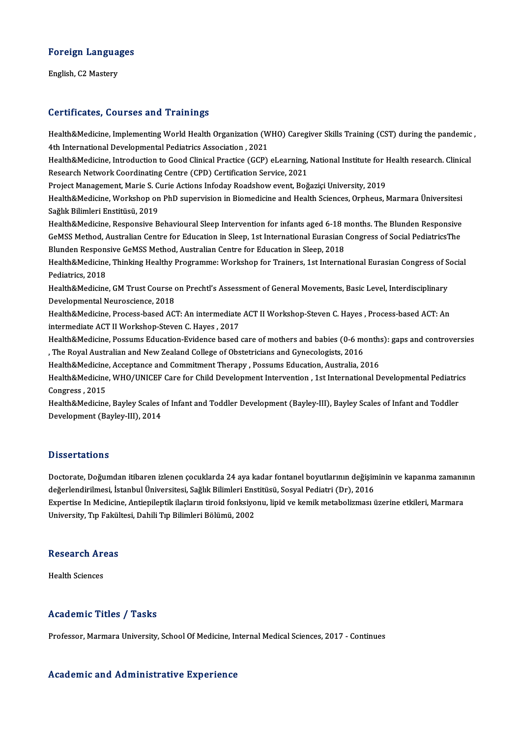## Foreign Languages

English, C2 Mastery

## Certificates, Courses and Trainings

Health&Medicine, Implementing World Health Organization (WHO) Caregiver Skills Training (CST) during the pandemic , 4th International Developmental Pediatrics Association , 2021

Health&Medicine, Introduction to Good Clinical Practice (GCP) eLearning, National Institute for Health research. Clinical Research Network Coordinating Centre (CPD) Certification Service, 2021

Project Management, Marie S. Curie Actions Infoday Roadshow event, Boğaziçi University, 2019

Health&Medicine, Workshop on PhD supervision in Biomedicine and Health Sciences, Orpheus, Marmara Üniversitesi Sağlık Bilimleri Enstitüsü, 2019

Health&Medicine, Responsive Behavioural Sleep Intervention for infants aged 6-18 months. The Blunden Responsive GeMSS Method, Australian Centre for Education in Sleep, 1st International Eurasian Congress of Social PediatricsThe Blunden Responsive GeMSS Method, Australian Centre for Education in Sleep, 2018

Health&Medicine, Thinking Healthy Programme: Workshop for Trainers, 1st International Eurasian Congress of Social Pediatrics, 2018

Health&Medicine, GM Trust Course on Prechtl's Assessment of General Movements, Basic Level, Interdisciplinary Developmental Neuroscience, 2018

Health&Medicine, Process-based ACT: An intermediate ACT II Workshop-Steven C. Hayes , Process-based ACT: An intermediate ACT II Workshop-Steven C. Hayes , 2017

Health&Medicine, Possums Education-Evidence based care of mothers and babies (0-6 months): gaps and controversies , The Royal Australian and New Zealand College of Obstetricians and Gynecologists, 2016

Health&Medicine, Acceptance and Commitment Therapy , Possums Education, Australia, 2016

Health&Medicine, WHO/UNICEF Care for Child Development Intervention , 1st International Developmental Pediatrics Congress , 2015

Health&Medicine, Bayley Scales of Infant and Toddler Development (Bayley-III), Bayley Scales of Infant and Toddler Development (Bayley-III), 2014

## Dissertations

Doctorate, Doğumdan itibaren izlenen çocuklarda 24 aya kadar fontanel boyutlarının değişiminin ve kapanma zamanının değerlendirilmesi, İstanbul Üniversitesi, Sağlık Bilimleri Enstitüsü, Sosyal Pediatri (Dr), 2016

Expertise In Medicine, Antiepileptik ilaçların tiroid fonksiyonu, lipid ve kemik metabolizması üzerine etkileri, Marmara University, Tıp Fakültesi, Dahili Tıp Bilimleri Bölümü, 2002

## Research Areas

Health Sciences

## Academic Titles / Tasks

Professor, Marmara University, School Of Medicine, Internal Medical Sciences, 2017 - Continues

## Academic and Administrative Experience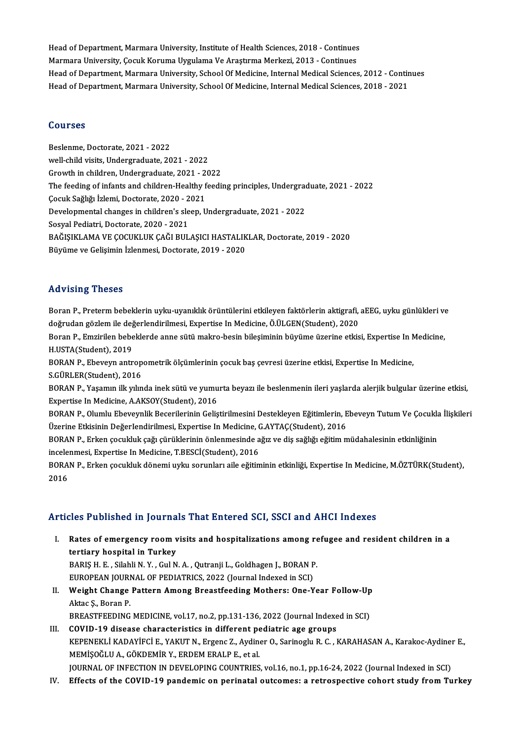Head of Department, Marmara University, Institute of Health Sciences, 2018 - Continues
Marmara University, Çocuk Koruma Uygulama Ve Araştırma Merkezi, 2013 - Continues
Head of Department, Marmara University, School Of Medicine, Internal Medical Sciences, 2012 - Continues
Head of Department, Marmara University, School Of Medicine, Internal Medical Sciences, 2018 - 2021

## Courses

Beslenme, Doctorate, 2021 - 2022
well-child visits, Undergraduate, 2021 - 2022
Growth in children, Undergraduate, 2021 - 2022
The feeding of infants and children-Healthy feeding principles, Undergraduate, 2021 - 2022
Çocuk Sağlığı İzlemi, Doctorate, 2020 - 2021
Developmental changes in children's sleep, Undergraduate, 2021 - 2022
Sosyal Pediatri, Doctorate, 2020 - 2021
BAĞIŞIKLAMA VE ÇOCUKLUK ÇAĞI BULAŞICI HASTALIKLAR, Doctorate, 2019 - 2020
Büyüme ve Gelişimin İzlenmesi, Doctorate, 2019 - 2020

## Advising Theses

Boran P., Preterm bebeklerin uyku-uyanıklık örüntülerini etkileyen faktörlerin aktigrafi, aEEG, uyku günlükleri ve doğrudan gözlem ile değerlendirilmesi, Expertise In Medicine, Ö.ÜLGEN(Student), 2020

Boran P., Emzirilen bebeklerde anne sütü makro-besin bileşiminin büyüme üzerine etkisi, Expertise In Medicine, H.USTA(Student), 2019

BORAN P., Ebeveyn antropometrik ölçümlerinin çocuk baş çevresi üzerine etkisi, Expertise In Medicine, S.GÜRLER(Student), 2016

BORAN P., Yaşamın ilk yılında inek sütü ve yumurta beyazı ile beslenmenin ileri yaşlarda alerjik bulgular üzerine etkisi, Expertise In Medicine, A.AKSOY(Student), 2016

BORAN P., Olumlu Ebeveynlik Becerilerinin Geliştirilmesini Destekleyen Eğitimlerin, Ebeveyn Tutum Ve Çocukla İlişkileri Üzerine Etkisinin DeğerIendirilmesi, Expertise In Medicine, G.AYTAÇ(Student), 2016

BORAN P., Erken çocukluk çağı çürüklerinin önlenmesinde ağız ve diş sağlığı eğitim müdahalesinin etkinliğinin incelenmesi, Expertise In Medicine, T.BESCİ(Student), 2016

BORAN P., Erken çocukluk dönemi uyku sorunları aile eğitiminin etkinliği, Expertise In Medicine, M.ÖZTÜRK(Student), 2016

## Articles Published in Journals That Entered SCI, SSCI and AHCI Indexes

I. **Rates of emergency room visits and hospitalizations among refugee and resident children in a tertiary hospital in Turkey**
BARIŞ H. E. , Silahli N. Y. , Gul N. A. , Qutranji L., Goldhagen J., BORAN P.
EUROPEAN JOURNAL OF PEDIATRICS, 2022 (Journal Indexed in SCI)

II. **Weight Change Pattern Among Breastfeeding Mothers: One-Year Follow-Up**
Aktac Ş., Boran P.
BREASTFEEDING MEDICINE, vol.17, no.2, pp.131-136, 2022 (Journal Indexed in SCI)

III. **COVID-19 disease characteristics in different pediatric age groups**
KEPENEKLİ KADAYİFCİ E., YAKUT N., Ergenc Z., Aydiner O., Sarinoglu R. C. , KARAHASAN A., Karakoc-Aydiner E., MEMİŞOĞLU A., GÖKDEMİR Y., ERDEM ERALP E., et al.
JOURNAL OF INFECTION IN DEVELOPING COUNTRIES, vol.16, no.1, pp.16-24, 2022 (Journal Indexed in SCI)

IV. **Effects of the COVID-19 pandemic on perinatal outcomes: a retrospective cohort study from Turkey**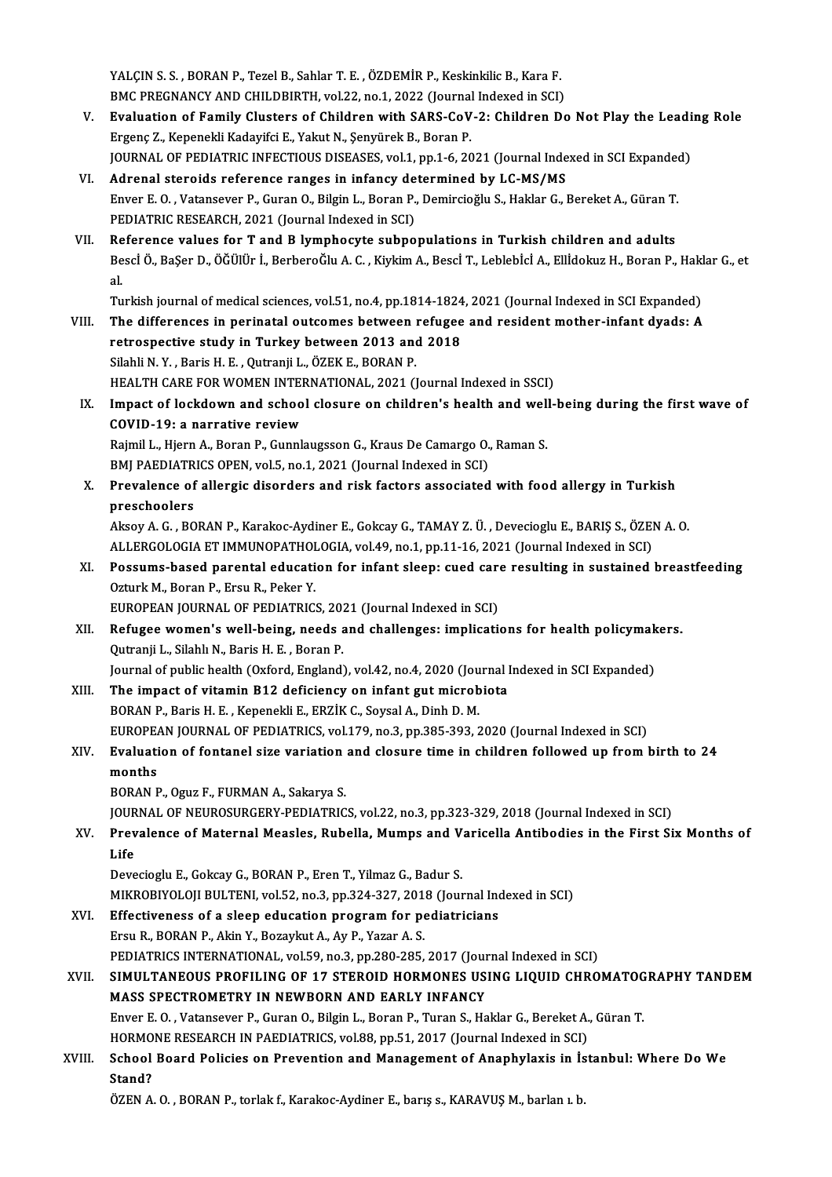YALÇIN S. S. , BORAN P., Tezel B., Sahlar T. E. , ÖZDEMİR P., Keskinkilic B., Kara F.
BMC PREGNANCY AND CHILDBIRTH, vol.22, no.1, 2022 (Journal Indexed in SCI)

V. **Evaluation of Family Clusters of Children with SARS-CoV-2: Children Do Not Play the Leading Role**
Ergenç Z., Kepenekli Kadayifci E., Yakut N., Şenyürek B., Boran P.
JOURNAL OF PEDIATRIC INFECTIOUS DISEASES, vol.1, pp.1-6, 2021 (Journal Indexed in SCI Expanded)

VI. **Adrenal steroids reference ranges in infancy determined by LC-MS/MS**
Enver E. O. , Vatansever P., Guran O., Bilgin L., Boran P., Demircioğlu S., Haklar G., Bereket A., Güran T.
PEDIATRIC RESEARCH, 2021 (Journal Indexed in SCI)

VII. **Reference values for T and B lymphocyte subpopulations in Turkish children and adults**
Bescİ Ö., BaŞer D., ÖĞÜlÜr İ., BerberoĞlu A. C. , Kiykim A., Bescİ T., Leblebİcİ A., Ellİdokuz H., Boran P., Haklar G., et al.
Turkish journal of medical sciences, vol.51, no.4, pp.1814-1824, 2021 (Journal Indexed in SCI Expanded)

VIII. **The differences in perinatal outcomes between refugee and resident mother-infant dyads: A retrospective study in Turkey between 2013 and 2018**
Silahli N. Y. , Baris H. E. , Qutranji L., ÖZEK E., BORAN P.
HEALTH CARE FOR WOMEN INTERNATIONAL, 2021 (Journal Indexed in SSCI)

IX. **Impact of lockdown and school closure on children's health and well-being during the first wave of COVID-19: a narrative review**
Rajmil L., Hjern A., Boran P., Gunnlaugsson G., Kraus De Camargo O., Raman S.
BMJ PAEDIATRICS OPEN, vol.5, no.1, 2021 (Journal Indexed in SCI)

X. **Prevalence of allergic disorders and risk factors associated with food allergy in Turkish preschoolers**
Aksoy A. G. , BORAN P., Karakoc-Aydiner E., Gokcay G., TAMAY Z. Ü. , Devecioglu E., BARIŞ S., ÖZEN A. O.
ALLERGOLOGIA ET IMMUNOPATHOLOGIA, vol.49, no.1, pp.11-16, 2021 (Journal Indexed in SCI)

XI. **Possums-based parental education for infant sleep: cued care resulting in sustained breastfeeding**
Ozturk M., Boran P., Ersu R., Peker Y.
EUROPEAN JOURNAL OF PEDIATRICS, 2021 (Journal Indexed in SCI)

XII. **Refugee women's well-being, needs and challenges: implications for health policymakers.**
Qutranji L., Silahlı N., Baris H. E. , Boran P.
Journal of public health (Oxford, England), vol.42, no.4, 2020 (Journal Indexed in SCI Expanded)

XIII. **The impact of vitamin B12 deficiency on infant gut microbiota**
BORAN P., Baris H. E. , Kepenekli E., ERZİK C., Soysal A., Dinh D. M.
EUROPEAN JOURNAL OF PEDIATRICS, vol.179, no.3, pp.385-393, 2020 (Journal Indexed in SCI)

XIV. **Evaluation of fontanel size variation and closure time in children followed up from birth to 24 months**
BORAN P., Oguz F., FURMAN A., Sakarya S.
JOURNAL OF NEUROSURGERY-PEDIATRICS, vol.22, no.3, pp.323-329, 2018 (Journal Indexed in SCI)

XV. **Prevalence of Maternal Measles, Rubella, Mumps and Varicella Antibodies in the First Six Months of Life**
Devecioglu E., Gokcay G., BORAN P., Eren T., Yilmaz G., Badur S.
MIKROBIYOLOJI BULTENI, vol.52, no.3, pp.324-327, 2018 (Journal Indexed in SCI)

XVI. **Effectiveness of a sleep education program for pediatricians**
Ersu R., BORAN P., Akin Y., Bozaykut A., Ay P., Yazar A. S.
PEDIATRICS INTERNATIONAL, vol.59, no.3, pp.280-285, 2017 (Journal Indexed in SCI)

XVII. **SIMULTANEOUS PROFILING OF 17 STEROID HORMONES USING LIQUID CHROMATOGRAPHY TANDEM MASS SPECTROMETRY IN NEWBORN AND EARLY INFANCY**
Enver E. O. , Vatansever P., Guran O., Bilgin L., Boran P., Turan S., Haklar G., Bereket A., Güran T.
HORMONE RESEARCH IN PAEDIATRICS, vol.88, pp.51, 2017 (Journal Indexed in SCI)

XVIII. **School Board Policies on Prevention and Management of Anaphylaxis in İstanbul: Where Do We Stand?**
ÖZEN A. O. , BORAN P., torlak f., Karakoc-Aydiner E., barış s., KARAVUŞ M., barlan ı. b.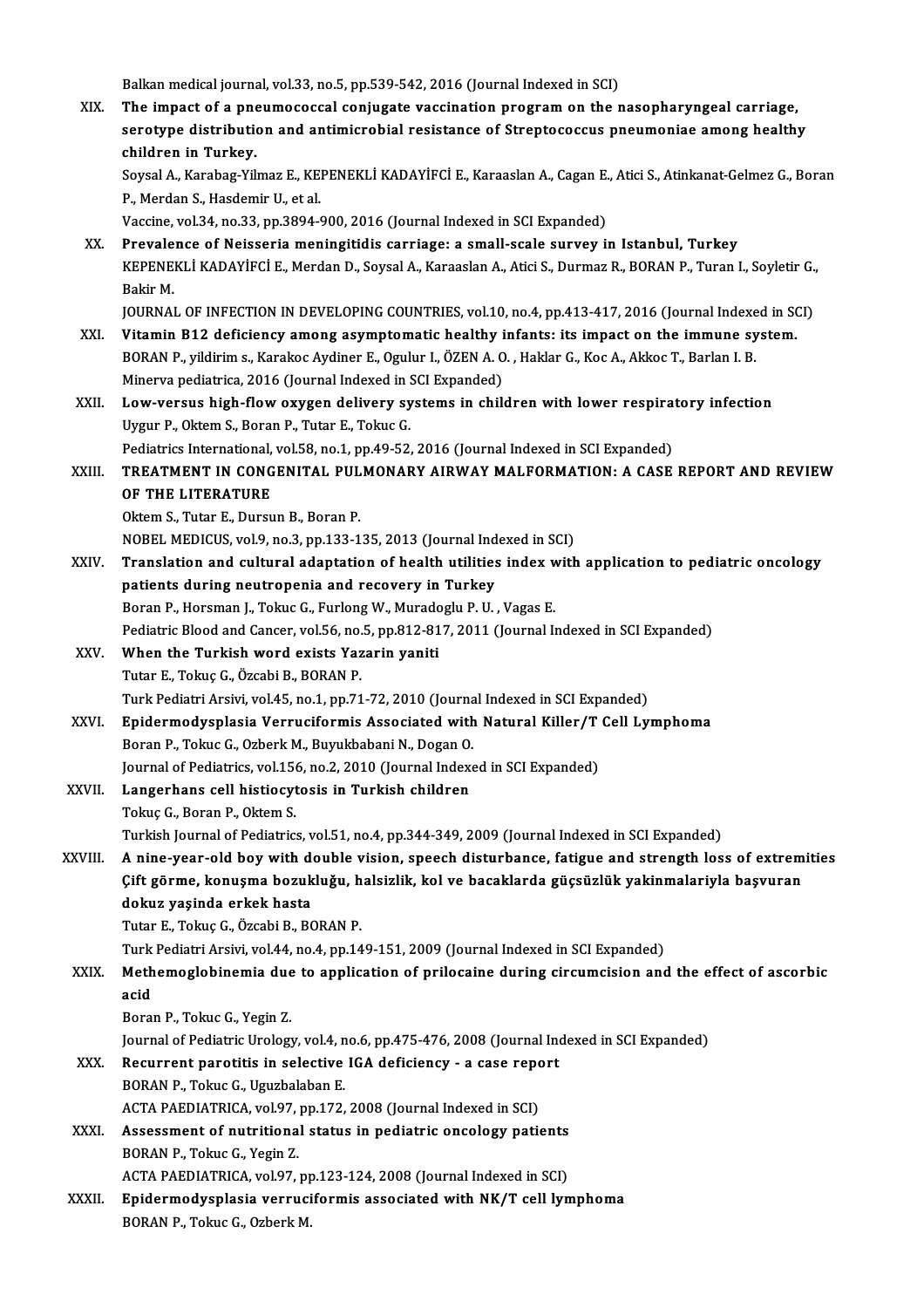Balkan medical journal, vol.33, no.5, pp.539-542, 2016 (Journal Indexed in SCI)

XIX. **The impact of a pneumococcal conjugate vaccination program on the nasopharyngeal carriage, serotype distribution and antimicrobial resistance of Streptococcus pneumoniae among healthy children in Turkey.**
Soysal A., Karabag-Yilmaz E., KEPENEKLİ KADAYİFCİ E., Karaaslan A., Cagan E., Atici S., Atinkanat-Gelmez G., Boran P., Merdan S., Hasdemir U., et al.
Vaccine, vol.34, no.33, pp.3894-900, 2016 (Journal Indexed in SCI Expanded)

XX. **Prevalence of Neisseria meningitidis carriage: a small-scale survey in Istanbul, Turkey**
KEPENEKLİ KADAYİFCİ E., Merdan D., Soysal A., Karaaslan A., Atici S., Durmaz R., BORAN P., Turan I., Soyletir G., Bakir M.
JOURNAL OF INFECTION IN DEVELOPING COUNTRIES, vol.10, no.4, pp.413-417, 2016 (Journal Indexed in SCI)

XXI. **Vitamin B12 deficiency among asymptomatic healthy infants: its impact on the immune system.**
BORAN P., yildirim s., Karakoc Aydiner E., Ogulur I., ÖZEN A. O. , Haklar G., Koc A., Akkoc T., Barlan I. B.
Minerva pediatrica, 2016 (Journal Indexed in SCI Expanded)

XXII. **Low-versus high-flow oxygen delivery systems in children with lower respiratory infection**
Uygur P., Oktem S., Boran P., Tutar E., Tokuc G.
Pediatrics International, vol.58, no.1, pp.49-52, 2016 (Journal Indexed in SCI Expanded)

XXIII. **TREATMENT IN CONGENITAL PULMONARY AIRWAY MALFORMATION: A CASE REPORT AND REVIEW OF THE LITERATURE**
Oktem S., Tutar E., Dursun B., Boran P.
NOBEL MEDICUS, vol.9, no.3, pp.133-135, 2013 (Journal Indexed in SCI)

XXIV. **Translation and cultural adaptation of health utilities index with application to pediatric oncology patients during neutropenia and recovery in Turkey**
Boran P., Horsman J., Tokuc G., Furlong W., Muradoglu P. U. , Vagas E.
Pediatric Blood and Cancer, vol.56, no.5, pp.812-817, 2011 (Journal Indexed in SCI Expanded)

XXV. **When the Turkish word exists Yazarin yaniti**
Tutar E., Tokuç G., Özcabi B., BORAN P.
Turk Pediatri Arsivi, vol.45, no.1, pp.71-72, 2010 (Journal Indexed in SCI Expanded)

XXVI. **Epidermodysplasia Verruciformis Associated with Natural Killer/T Cell Lymphoma**
Boran P., Tokuc G., Ozberk M., Buyukbabani N., Dogan O.
Journal of Pediatrics, vol.156, no.2, 2010 (Journal Indexed in SCI Expanded)

XXVII. **Langerhans cell histiocytosis in Turkish children**
Tokuç G., Boran P., Oktem S.
Turkish Journal of Pediatrics, vol.51, no.4, pp.344-349, 2009 (Journal Indexed in SCI Expanded)

XXVIII. **A nine-year-old boy with double vision, speech disturbance, fatigue and strength loss of extremities Çift görme, konuşma bozukluğu, halsizlik, kol ve bacaklarda güçsüzlük yakinmalariyla başvuran dokuz yaşinda erkek hasta**
Tutar E., Tokuç G., Özcabi B., BORAN P.
Turk Pediatri Arsivi, vol.44, no.4, pp.149-151, 2009 (Journal Indexed in SCI Expanded)

XXIX. **Methemoglobinemia due to application of prilocaine during circumcision and the effect of ascorbic acid**
Boran P., Tokuc G., Yegin Z.
Journal of Pediatric Urology, vol.4, no.6, pp.475-476, 2008 (Journal Indexed in SCI Expanded)

XXX. **Recurrent parotitis in selective IGA deficiency - a case report**
BORAN P., Tokuc G., Uguzbalaban E.
ACTA PAEDIATRICA, vol.97, pp.172, 2008 (Journal Indexed in SCI)

XXXI. **Assessment of nutritional status in pediatric oncology patients**
BORAN P., Tokuc G., Yegin Z.
ACTA PAEDIATRICA, vol.97, pp.123-124, 2008 (Journal Indexed in SCI)

XXXII. **Epidermodysplasia verruciformis associated with NK/T cell lymphoma**
BORAN P., Tokuc G., Ozberk M.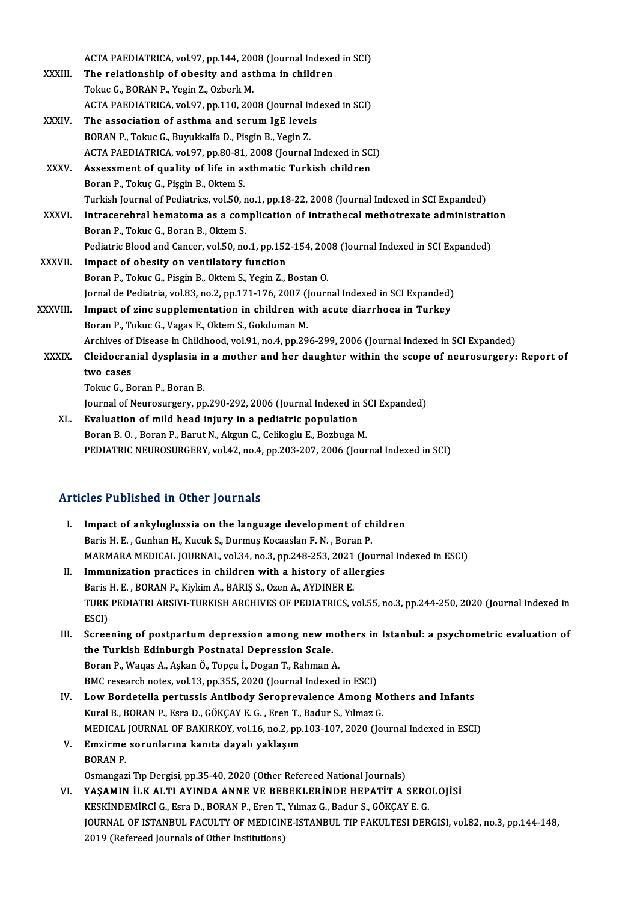ACTA PAEDIATRICA, vol.97, pp.144, 2008 (Journal Indexed in SCI)

XXXIII. **The relationship of obesity and asthma in children**
Tokuc G., BORAN P., Yegin Z., Ozberk M.
ACTA PAEDIATRICA, vol.97, pp.110, 2008 (Journal Indexed in SCI)

XXXIV. **The association of asthma and serum IgE levels**
BORAN P., Tokuc G., Buyukkalfa D., Pisgin B., Yegin Z.
ACTA PAEDIATRICA, vol.97, pp.80-81, 2008 (Journal Indexed in SCI)

XXXV. **Assessment of quality of life in asthmatic Turkish children**
Boran P., Tokuç G., Pişgin B., Oktem S.
Turkish Journal of Pediatrics, vol.50, no.1, pp.18-22, 2008 (Journal Indexed in SCI Expanded)

XXXVI. **Intracerebral hematoma as a complication of intrathecal methotrexate administration**
Boran P., Tokuc G., Boran B., Oktem S.
Pediatric Blood and Cancer, vol.50, no.1, pp.152-154, 2008 (Journal Indexed in SCI Expanded)

XXXVII. **Impact of obesity on ventilatory function**
Boran P., Tokuc G., Pisgin B., Oktem S., Yegin Z., Bostan O.
Jornal de Pediatria, vol.83, no.2, pp.171-176, 2007 (Journal Indexed in SCI Expanded)

XXXVIII. **Impact of zinc supplementation in children with acute diarrhoea in Turkey**
Boran P., Tokuc G., Vagas E., Oktem S., Gokduman M.
Archives of Disease in Childhood, vol.91, no.4, pp.296-299, 2006 (Journal Indexed in SCI Expanded)

XXXIX. **Cleidocranial dysplasia in a mother and her daughter within the scope of neurosurgery: Report of two cases**
Tokuc G., Boran P., Boran B.
Journal of Neurosurgery, pp.290-292, 2006 (Journal Indexed in SCI Expanded)

XL. **Evaluation of mild head injury in a pediatric population**
Boran B. O. , Boran P., Barut N., Akgun C., Celikoglu E., Bozbuga M.
PEDIATRIC NEUROSURGERY, vol.42, no.4, pp.203-207, 2006 (Journal Indexed in SCI)

## Articles Published in Other Journals

I. **Impact of ankyloglossia on the language development of children**
Baris H. E. , Gunhan H., Kucuk S., Durmuş Kocaaslan F. N. , Boran P.
MARMARA MEDICAL JOURNAL, vol.34, no.3, pp.248-253, 2021 (Journal Indexed in ESCI)

II. **Immunization practices in children with a history of allergies**
Baris H. E. , BORAN P., Kiykim A., BARIŞ S., Ozen A., AYDINER E.
TURK PEDIATRI ARSIVI-TURKISH ARCHIVES OF PEDIATRICS, vol.55, no.3, pp.244-250, 2020 (Journal Indexed in ESCI)

III. **Screening of postpartum depression among new mothers in Istanbul: a psychometric evaluation of the Turkish Edinburgh Postnatal Depression Scale.**
Boran P., Waqas A., Aşkan Ö., Topçu İ., Dogan T., Rahman A.
BMC research notes, vol.13, pp.355, 2020 (Journal Indexed in ESCI)

IV. **Low Bordetella pertussis Antibody Seroprevalence Among Mothers and Infants**
Kural B., BORAN P., Esra D., GÖKÇAY E. G. , Eren T., Badur S., Yılmaz G.
MEDICAL JOURNAL OF BAKIRKOY, vol.16, no.2, pp.103-107, 2020 (Journal Indexed in ESCI)

V. **Emzirme sorunlarına kanıta dayalı yaklaşım**
BORAN P.
Osmangazi Tıp Dergisi, pp.35-40, 2020 (Other Refereed National Journals)

VI. **YAŞAMIN İLK ALTI AYINDA ANNE VE BEBEKLERİNDE HEPATİT A SEROLOJİSİ**
KESKİNDEMİRCİ G., Esra D., BORAN P., Eren T., Yılmaz G., Badur S., GÖKÇAY E. G.
JOURNAL OF ISTANBUL FACULTY OF MEDICINE-ISTANBUL TIP FAKULTESI DERGISI, vol.82, no.3, pp.144-148, 2019 (Refereed Journals of Other Institutions)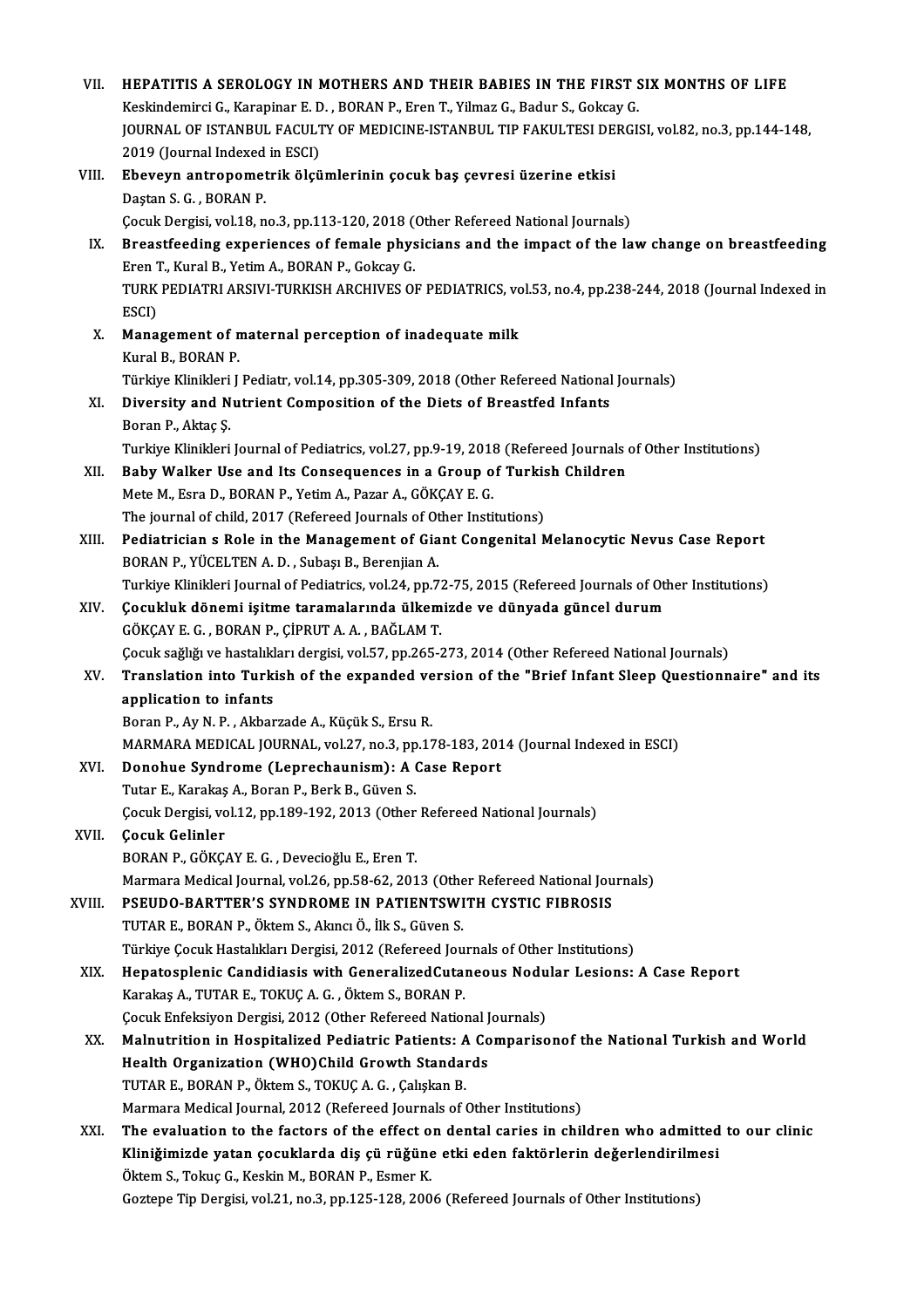VII. **HEPATITIS A SEROLOGY IN MOTHERS AND THEIR BABIES IN THE FIRST SIX MONTHS OF LIFE**
Keskindemirci G., Karapinar E. D. , BORAN P., Eren T., Yilmaz G., Badur S., Gokcay G.
JOURNAL OF ISTANBUL FACULTY OF MEDICINE-ISTANBUL TIP FAKULTESI DERGISI, vol.82, no.3, pp.144-148, 2019 (Journal Indexed in ESCI)

VIII. **Ebeveyn antropometrik ölçümlerinin çocuk baş çevresi üzerine etkisi**
Daştan S. G. , BORAN P.
Çocuk Dergisi, vol.18, no.3, pp.113-120, 2018 (Other Refereed National Journals)

IX. **Breastfeeding experiences of female physicians and the impact of the law change on breastfeeding**
Eren T., Kural B., Yetim A., BORAN P., Gokcay G.
TURK PEDIATRI ARSIVI-TURKISH ARCHIVES OF PEDIATRICS, vol.53, no.4, pp.238-244, 2018 (Journal Indexed in ESCI)

X. **Management of maternal perception of inadequate milk**
Kural B., BORAN P.
Türkiye Klinikleri J Pediatr, vol.14, pp.305-309, 2018 (Other Refereed National Journals)

XI. **Diversity and Nutrient Composition of the Diets of Breastfed Infants**
Boran P., Aktaç Ş.
Turkiye Klinikleri Journal of Pediatrics, vol.27, pp.9-19, 2018 (Refereed Journals of Other Institutions)

XII. **Baby Walker Use and Its Consequences in a Group of Turkish Children**
Mete M., Esra D., BORAN P., Yetim A., Pazar A., GÖKÇAY E. G.
The journal of child, 2017 (Refereed Journals of Other Institutions)

XIII. **Pediatrician s Role in the Management of Giant Congenital Melanocytic Nevus Case Report**
BORAN P., YÜCELTEN A. D. , Subaşı B., Berenjian A.
Turkiye Klinikleri Journal of Pediatrics, vol.24, pp.72-75, 2015 (Refereed Journals of Other Institutions)

XIV. **Çocukluk dönemi işitme taramalarında ülkemizde ve dünyada güncel durum**
GÖKÇAY E. G. , BORAN P., ÇİPRUT A. A. , BAĞLAM T.
Çocuk sağlığı ve hastalıkları dergisi, vol.57, pp.265-273, 2014 (Other Refereed National Journals)

XV. **Translation into Turkish of the expanded version of the "Brief Infant Sleep Questionnaire" and its application to infants**
Boran P., Ay N. P. , Akbarzade A., Küçük S., Ersu R.
MARMARA MEDICAL JOURNAL, vol.27, no.3, pp.178-183, 2014 (Journal Indexed in ESCI)

XVI. **Donohue Syndrome (Leprechaunism): A Case Report**
Tutar E., Karakaş A., Boran P., Berk B., Güven S.
Çocuk Dergisi, vol.12, pp.189-192, 2013 (Other Refereed National Journals)

XVII. **Çocuk Gelinler**
BORAN P., GÖKÇAY E. G. , Devecioğlu E., Eren T.
Marmara Medical Journal, vol.26, pp.58-62, 2013 (Other Refereed National Journals)

XVIII. **PSEUDO-BARTTER'S SYNDROME IN PATIENTSWITH CYSTIC FIBROSIS**
TUTAR E., BORAN P., Öktem S., Akıncı Ö., İlk S., Güven S.
Türkiye Çocuk Hastalıkları Dergisi, 2012 (Refereed Journals of Other Institutions)

XIX. **Hepatosplenic Candidiasis with GeneralizedCutaneous Nodular Lesions: A Case Report**
Karakaş A., TUTAR E., TOKUÇ A. G. , Öktem S., BORAN P.
Çocuk Enfeksiyon Dergisi, 2012 (Other Refereed National Journals)

XX. **Malnutrition in Hospitalized Pediatric Patients: A Comparisonof the National Turkish and World Health Organization (WHO)Child Growth Standards**
TUTAR E., BORAN P., Öktem S., TOKUÇ A. G. , Çalışkan B.
Marmara Medical Journal, 2012 (Refereed Journals of Other Institutions)

XXI. **The evaluation to the factors of the effect on dental caries in children who admitted to our clinic Kliniğimizde yatan çocuklarda diş çü rüğüne etki eden faktörlerin değerlendirilmesi**
Öktem S., Tokuç G., Keskin M., BORAN P., Esmer K.
Goztepe Tip Dergisi, vol.21, no.3, pp.125-128, 2006 (Refereed Journals of Other Institutions)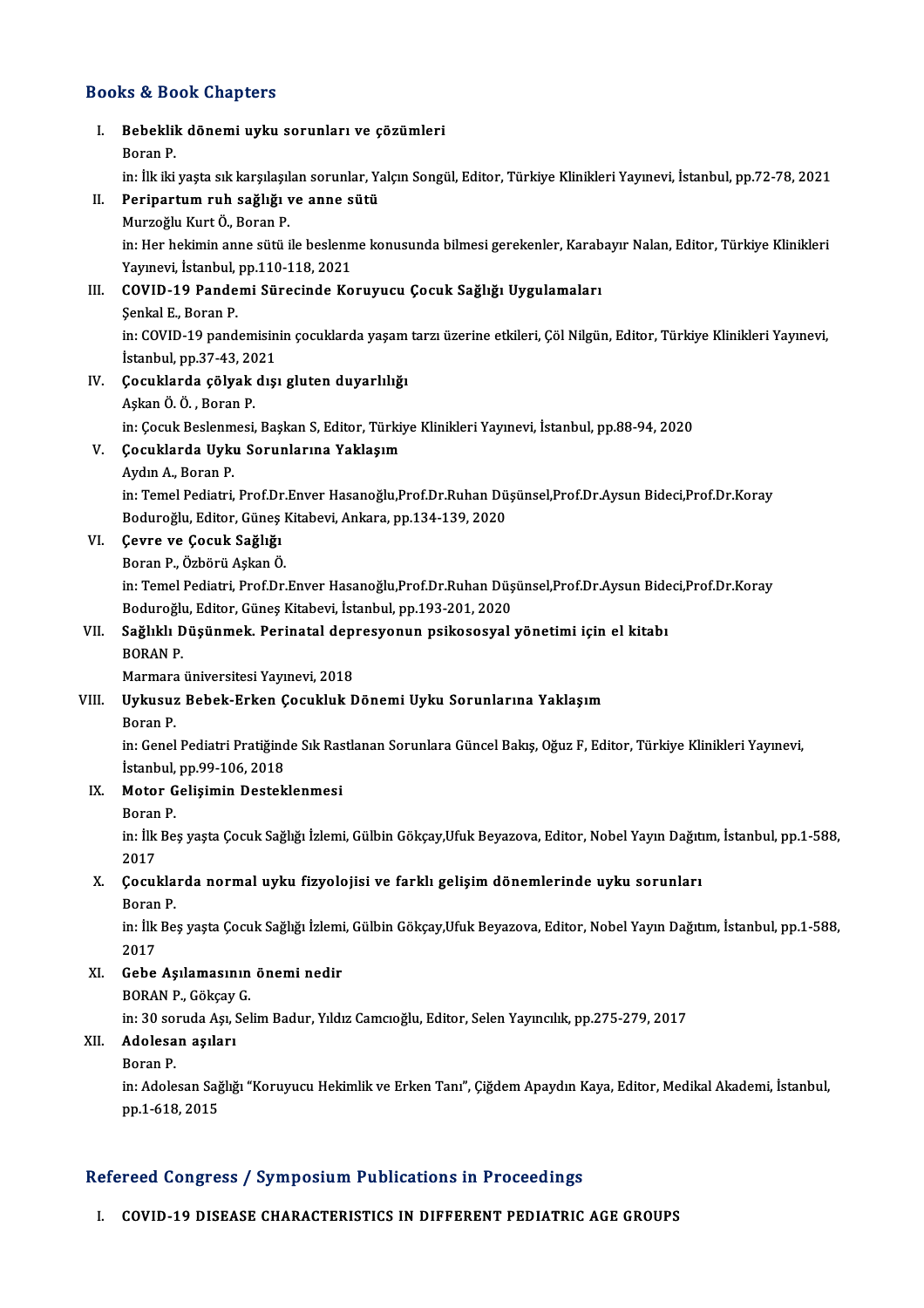## Books & Book Chapters

I. **Bebeklik dönemi uyku sorunları ve çözümleri**
Boran P.
in: İlk iki yaşta sık karşılaşılan sorunlar, Yalçın Songül, Editor, Türkiye Klinikleri Yayınevi, İstanbul, pp.72-78, 2021

II. **Peripartum ruh sağlığı ve anne sütü**
Murzoğlu Kurt Ö., Boran P.
in: Her hekimin anne sütü ile beslenme konusunda bilmesi gerekenler, Karabayır Nalan, Editor, Türkiye Klinikleri Yayınevi, İstanbul, pp.110-118, 2021

III. **COVID-19 Pandemi Sürecinde Koruyucu Çocuk Sağlığı Uygulamaları**
Şenkal E., Boran P.
in: COVID-19 pandemisinin çocuklarda yaşam tarzı üzerine etkileri, Çöl Nilgün, Editor, Türkiye Klinikleri Yayınevi, İstanbul, pp.37-43, 2021

IV. **Çocuklarda çölyak dışı gluten duyarlılığı**
Aşkan Ö. Ö. , Boran P.
in: Çocuk Beslenmesi, Başkan S, Editor, Türkiye Klinikleri Yayınevi, İstanbul, pp.88-94, 2020

V. **Çocuklarda Uyku Sorunlarına Yaklaşım**
Aydın A., Boran P.
in: Temel Pediatri, Prof.Dr.Enver Hasanoğlu,Prof.Dr.Ruhan Düşünsel,Prof.Dr.Aysun Bideci,Prof.Dr.Koray Boduroğlu, Editor, Güneş Kitabevi, Ankara, pp.134-139, 2020

VI. **Çevre ve Çocuk Sağlığı**
Boran P., Özbörü Aşkan Ö.
in: Temel Pediatri, Prof.Dr.Enver Hasanoğlu,Prof.Dr.Ruhan Düşünsel,Prof.Dr.Aysun Bideci,Prof.Dr.Koray Boduroğlu, Editor, Güneş Kitabevi, İstanbul, pp.193-201, 2020

VII. **Sağlıklı Düşünmek. Perinatal depresyonun psikososyal yönetimi için el kitabı**
BORAN P.
Marmara üniversitesi Yayınevi, 2018

VIII. **Uykusuz Bebek-Erken Çocukluk Dönemi Uyku Sorunlarına Yaklaşım**
Boran P.
in: Genel Pediatri Pratiğinde Sık Rastlanan Sorunlara Güncel Bakış, Oğuz F, Editor, Türkiye Klinikleri Yayınevi, İstanbul, pp.99-106, 2018

IX. **Motor Gelişimin Desteklenmesi**
Boran P.
in: İlk Beş yaşta Çocuk Sağlığı İzlemi, Gülbin Gökçay,Ufuk Beyazova, Editor, Nobel Yayın Dağıtım, İstanbul, pp.1-588, 2017

X. **Çocuklarda normal uyku fizyolojisi ve farklı gelişim dönemlerinde uyku sorunları**
Boran P.
in: İlk Beş yaşta Çocuk Sağlığı İzlemi, Gülbin Gökçay,Ufuk Beyazova, Editor, Nobel Yayın Dağıtım, İstanbul, pp.1-588, 2017

XI. **Gebe Aşılamasının önemi nedir**
BORAN P., Gökçay G.
in: 30 soruda Aşı, Selim Badur, Yıldız Camcıoğlu, Editor, Selen Yayıncılık, pp.275-279, 2017

XII. **Adolesan aşıları**
Boran P.
in: Adolesan Sağlığı "Koruyucu Hekimlik ve Erken Tanı", Çiğdem Apaydın Kaya, Editor, Medikal Akademi, İstanbul, pp.1-618, 2015

## Refereed Congress / Symposium Publications in Proceedings

I. **COVID-19 DISEASE CHARACTERISTICS IN DIFFERENT PEDIATRIC AGE GROUPS**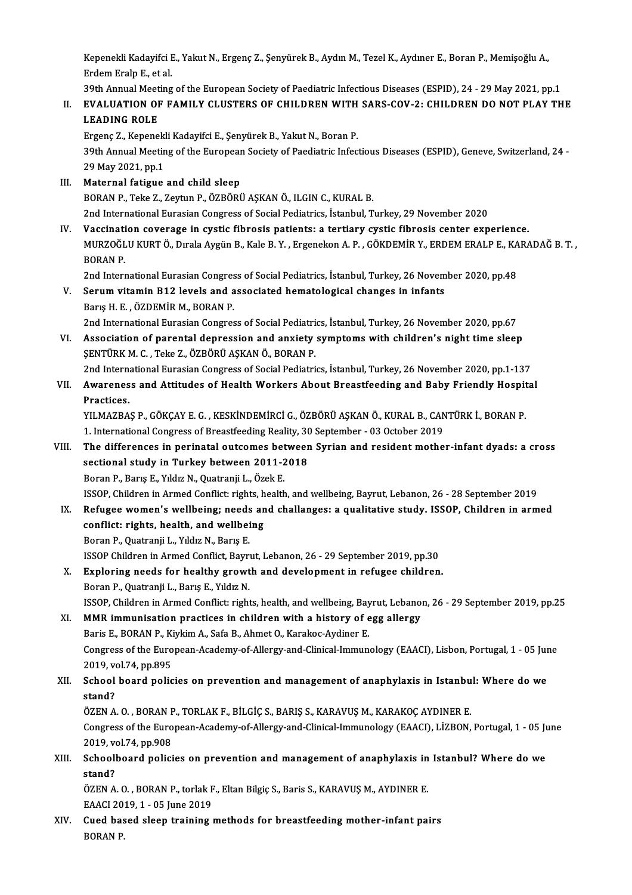Kepenekli Kadayifci E., Yakut N., Ergenç Z., Şenyürek B., Aydın M., Tezel K., Aydıner E., Boran P., Memişoğlu A., Erdem Eralp E., et al.
39th Annual Meeting of the European Society of Paediatric Infectious Diseases (ESPID), 24 - 29 May 2021, pp.1

II. **EVALUATION OF FAMILY CLUSTERS OF CHILDREN WITH SARS-COV-2: CHILDREN DO NOT PLAY THE LEADING ROLE**
Ergenç Z., Kepenekli Kadayifci E., Şenyürek B., Yakut N., Boran P.
39th Annual Meeting of the European Society of Paediatric Infectious Diseases (ESPID), Geneve, Switzerland, 24 - 29 May 2021, pp.1

III. **Maternal fatigue and child sleep**
BORAN P., Teke Z., Zeytun P., ÖZBÖRÜ AŞKAN Ö., ILGIN C., KURAL B.
2nd International Eurasian Congress of Social Pediatrics, İstanbul, Turkey, 29 November 2020

IV. **Vaccination coverage in cystic fibrosis patients: a tertiary cystic fibrosis center experience.**
MURZOĞLU KURT Ö., Dırala Aygün B., Kale B. Y. , Ergenekon A. P. , GÖKDEMİR Y., ERDEM ERALP E., KARADAĞ B. T. , BORAN P.
2nd International Eurasian Congress of Social Pediatrics, İstanbul, Turkey, 26 November 2020, pp.48

V. **Serum vitamin B12 levels and associated hematological changes in infants**
Barış H. E. , ÖZDEMİR M., BORAN P.
2nd International Eurasian Congress of Social Pediatrics, İstanbul, Turkey, 26 November 2020, pp.67

VI. **Association of parental depression and anxiety symptoms with children's night time sleep**
ŞENTÜRK M. C. , Teke Z., ÖZBÖRÜ AŞKAN Ö., BORAN P.
2nd International Eurasian Congress of Social Pediatrics, İstanbul, Turkey, 26 November 2020, pp.1-137

VII. **Awareness and Attitudes of Health Workers About Breastfeeding and Baby Friendly Hospital Practices.**
YILMAZBAŞ P., GÖKÇAY E. G. , KESKİNDEMİRCİ G., ÖZBÖRÜ AŞKAN Ö., KURAL B., CANTÜRK İ., BORAN P.
1. International Congress of Breastfeeding Reality, 30 September - 03 October 2019

VIII. **The differences in perinatal outcomes between Syrian and resident mother-infant dyads: a cross sectional study in Turkey between 2011-2018**
Boran P., Barış E., Yıldız N., Quatranji L., Özek E.
ISSOP, Children in Armed Conflict: rights, health, and wellbeing, Bayrut, Lebanon, 26 - 28 September 2019

IX. **Refugee women's wellbeing; needs and challanges: a qualitative study. ISSOP, Children in armed conflict: rights, health, and wellbeing**
Boran P., Quatranji L., Yıldız N., Barış E.
ISSOP Children in Armed Conflict, Bayrut, Lebanon, 26 - 29 September 2019, pp.30

X. **Exploring needs for healthy growth and development in refugee children.**
Boran P., Quatranji L., Barış E., Yıldız N.
ISSOP, Children in Armed Conflict: rights, health, and wellbeing, Bayrut, Lebanon, 26 - 29 September 2019, pp.25

XI. **MMR immunisation practices in children with a history of egg allergy**
Baris E., BORAN P., Kiykim A., Safa B., Ahmet O., Karakoc-Aydiner E.
Congress of the European-Academy-of-Allergy-and-Clinical-Immunology (EAACI), Lisbon, Portugal, 1 - 05 June 2019, vol.74, pp.895

XII. **School board policies on prevention and management of anaphylaxis in Istanbul: Where do we stand?**
ÖZEN A. O. , BORAN P., TORLAK F., BİLGİÇ S., BARIŞ S., KARAVUŞ M., KARAKOÇ AYDINER E.
Congress of the European-Academy-of-Allergy-and-Clinical-Immunology (EAACI), LİZBON, Portugal, 1 - 05 June 2019, vol.74, pp.908

XIII. **Schoolboard policies on prevention and management of anaphylaxis in Istanbul? Where do we stand?**
ÖZEN A. O. , BORAN P., torlak F., Eltan Bilgiç S., Baris S., KARAVUŞ M., AYDINER E.
EAACI 2019, 1 - 05 June 2019

XIV. **Cued based sleep training methods for breastfeeding mother-infant pairs**
BORAN P.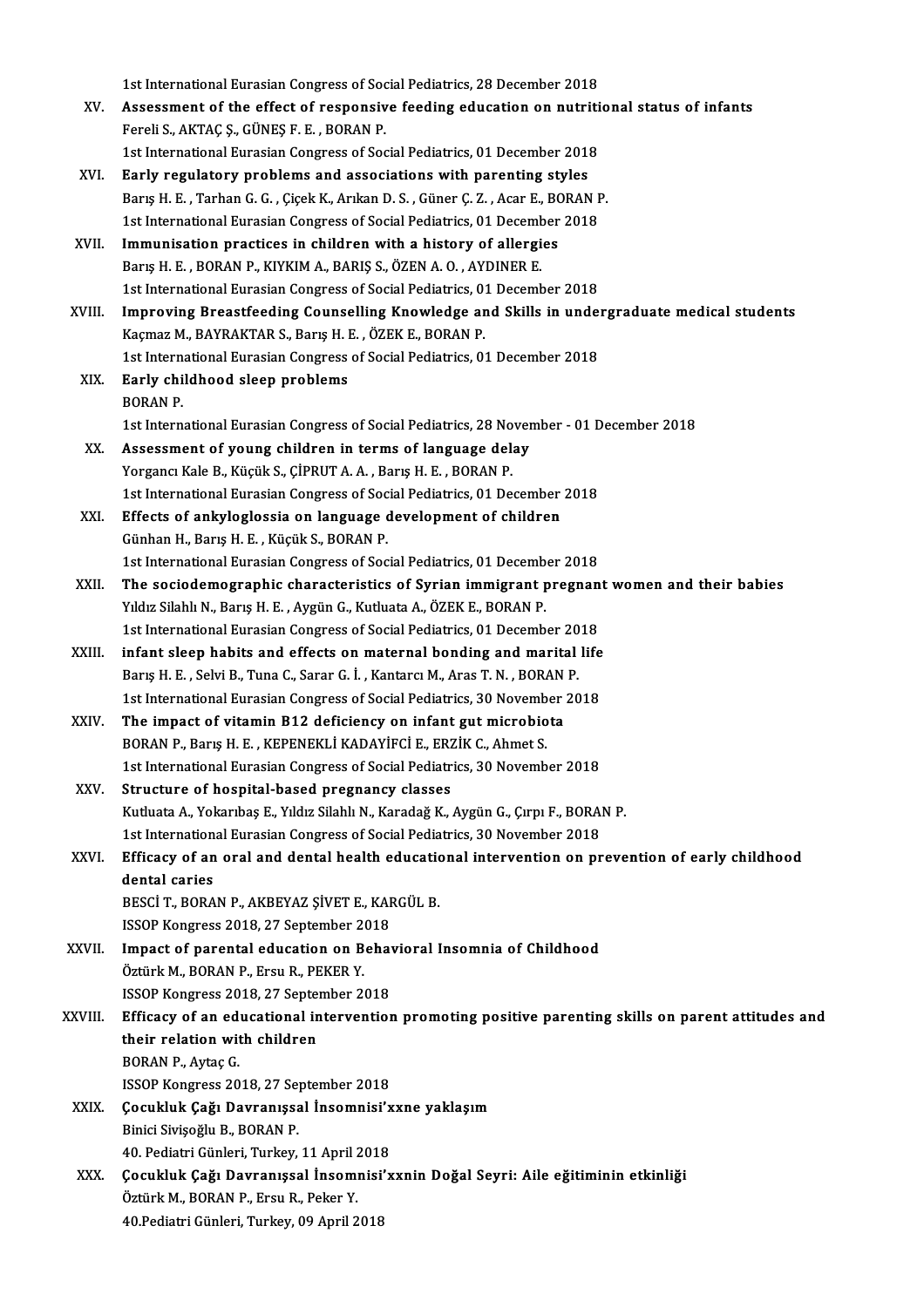1st International Eurasian Congress of Social Pediatrics, 28 December 2018

XV. **Assessment of the effect of responsive feeding education on nutritional status of infants**
Fereli S., AKTAÇ Ş., GÜNEŞ F. E. , BORAN P.
1st International Eurasian Congress of Social Pediatrics, 01 December 2018

XVI. **Early regulatory problems and associations with parenting styles**
Barış H. E. , Tarhan G. G. , Çiçek K., Arıkan D. S. , Güner Ç. Z. , Acar E., BORAN P.
1st International Eurasian Congress of Social Pediatrics, 01 December 2018

XVII. **Immunisation practices in children with a history of allergies**
Barış H. E. , BORAN P., KIYKIM A., BARIŞ S., ÖZEN A. O. , AYDINER E.
1st International Eurasian Congress of Social Pediatrics, 01 December 2018

XVIII. **Improving Breastfeeding Counselling Knowledge and Skills in undergraduate medical students**
Kaçmaz M., BAYRAKTAR S., Barış H. E. , ÖZEK E., BORAN P.
1st International Eurasian Congress of Social Pediatrics, 01 December 2018

XIX. **Early childhood sleep problems**
BORAN P.
1st International Eurasian Congress of Social Pediatrics, 28 November - 01 December 2018

XX. **Assessment of young children in terms of language delay**
Yorgancı Kale B., Küçük S., ÇİPRUT A. A. , Barış H. E. , BORAN P.
1st International Eurasian Congress of Social Pediatrics, 01 December 2018

XXI. **Effects of ankyloglossia on language development of children**
Günhan H., Barış H. E. , Küçük S., BORAN P.
1st International Eurasian Congress of Social Pediatrics, 01 December 2018

XXII. **The sociodemographic characteristics of Syrian immigrant pregnant women and their babies**
Yıldız Silahlı N., Barış H. E. , Aygün G., Kutluata A., ÖZEK E., BORAN P.
1st International Eurasian Congress of Social Pediatrics, 01 December 2018

XXIII. **infant sleep habits and effects on maternal bonding and marital life**
Barış H. E. , Selvi B., Tuna C., Sarar G. İ. , Kantarcı M., Aras T. N. , BORAN P.
1st International Eurasian Congress of Social Pediatrics, 30 November 2018

XXIV. **The impact of vitamin B12 deficiency on infant gut microbiota**
BORAN P., Barış H. E. , KEPENEKLİ KADAYİFCİ E., ERZİK C., Ahmet S.
1st International Eurasian Congress of Social Pediatrics, 30 November 2018

XXV. **Structure of hospital-based pregnancy classes**
Kutluata A., Yokarıbaş E., Yıldız Silahlı N., Karadağ K., Aygün G., Çırpı F., BORAN P.
1st International Eurasian Congress of Social Pediatrics, 30 November 2018

XXVI. **Efficacy of an oral and dental health educational intervention on prevention of early childhood dental caries**
BESCİ T., BORAN P., AKBEYAZ ŞİVET E., KARGÜL B.
ISSOP Kongress 2018, 27 September 2018

XXVII. **Impact of parental education on Behavioral Insomnia of Childhood**
Öztürk M., BORAN P., Ersu R., PEKER Y.
ISSOP Kongress 2018, 27 September 2018

XXVIII. **Efficacy of an educational intervention promoting positive parenting skills on parent attitudes and their relation with children**
BORAN P., Aytaç G.
ISSOP Kongress 2018, 27 September 2018

XXIX. **Çocukluk Çağı Davranışsal İnsomnisi'xxne yaklaşım**
Binici Sivişoğlu B., BORAN P.
40. Pediatri Günleri, Turkey, 11 April 2018

XXX. **Çocukluk Çağı Davranışsal İnsomnisi'xxnin Doğal Seyri: Aile eğitiminin etkinliği**
Öztürk M., BORAN P., Ersu R., Peker Y.
40.Pediatri Günleri, Turkey, 09 April 2018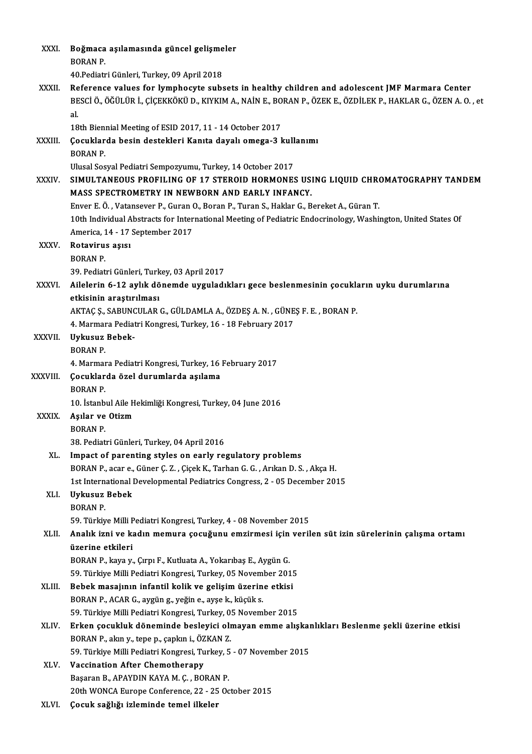XXXI. **Boğmaca aşılamasında güncel gelişmeler**
BORAN P.
40.Pediatri Günleri, Turkey, 09 April 2018

XXXII. **Reference values for lymphocyte subsets in healthy children and adolescent JMF Marmara Center**
BESCİ Ö., ÖĞÜLÜR İ., ÇİÇEKKÖKÜ D., KIYKIM A., NAİN E., BORAN P., ÖZEK E., ÖZDİLEK P., HAKLAR G., ÖZEN A. O. , et al.
18th Biennial Meeting of ESID 2017, 11 - 14 October 2017

XXXIII. **Çocuklarda besin destekleri Kanıta dayalı omega-3 kullanımı**
BORAN P.
Ulusal Sosyal Pediatri Sempozyumu, Turkey, 14 October 2017

XXXIV. **SIMULTANEOUS PROFILING OF 17 STEROID HORMONES USING LIQUID CHROMATOGRAPHY TANDEM MASS SPECTROMETRY IN NEWBORN AND EARLY INFANCY.**
Enver E. Ö. , Vatansever P., Guran O., Boran P., Turan S., Haklar G., Bereket A., Güran T.
10th Individual Abstracts for International Meeting of Pediatric Endocrinology, Washington, United States Of America, 14 - 17 September 2017

XXXV. **Rotavirus aşısı**
BORAN P.
39. Pediatri Günleri, Turkey, 03 April 2017

XXXVI. **Ailelerin 6-12 aylık dönemde uyguladıkları gece beslenmesinin çocukların uyku durumlarına etkisinin araştırılması**
AKTAÇ Ş., SABUNCULAR G., GÜLDAMLA A., ÖZDEŞ A. N. , GÜNEŞ F. E. , BORAN P.
4. Marmara Pediatri Kongresi, Turkey, 16 - 18 February 2017

XXXVII. **Uykusuz Bebek-**
BORAN P.
4. Marmara Pediatri Kongresi, Turkey, 16 February 2017

XXXVIII. **Çocuklarda özel durumlarda aşılama**
BORAN P.
10. İstanbul Aile Hekimliği Kongresi, Turkey, 04 June 2016

XXXIX. **Aşılar ve Otizm**
BORAN P.
38. Pediatri Günleri, Turkey, 04 April 2016

XL. **Impact of parenting styles on early regulatory problems**
BORAN P., acar e., Güner Ç. Z. , Çiçek K., Tarhan G. G. , Arıkan D. S. , Akça H.
1st International Developmental Pediatrics Congress, 2 - 05 December 2015

XLI. **Uykusuz Bebek**
BORAN P.
59. Türkiye Milli Pediatri Kongresi, Turkey, 4 - 08 November 2015

XLII. **Analık izni ve kadın memura çocuğunu emzirmesi için verilen süt izin sürelerinin çalışma ortamı üzerine etkileri**
BORAN P., kaya y., Çırpı F., Kutluata A., Yokarıbaş E., Aygün G.
59. Türkiye Milli Pediatri Kongresi, Turkey, 05 November 2015

XLIII. **Bebek masajının infantil kolik ve gelişim üzerine etkisi**
BORAN P., ACAR G., aygün g., yeğin e., ayşe k., küçük s.
59. Türkiye Milli Pediatri Kongresi, Turkey, 05 November 2015

XLIV. **Erken çocukluk döneminde besleyici olmayan emme alışkanlıkları Beslenme şekli üzerine etkisi**
BORAN P., akın y., tepe p., çapkın i., ÖZKAN Z.
59. Türkiye Milli Pediatri Kongresi, Turkey, 5 - 07 November 2015

XLV. **Vaccination After Chemotherapy**
Başaran B., APAYDIN KAYA M. Ç. , BORAN P.
20th WONCA Europe Conference, 22 - 25 October 2015

XLVI. **Çocuk sağlığı izleminde temel ilkeler**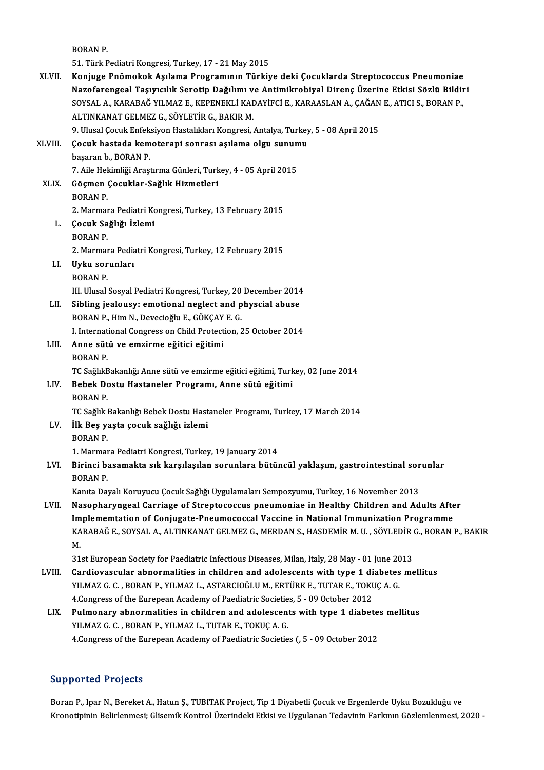BORAN P.
51. Türk Pediatri Kongresi, Turkey, 17 - 21 May 2015

XLVII. **Konjuge Pnömokok Aşılama Programının Türkiye deki Çocuklarda Streptococcus Pneumoniae Nazofarengeal Taşıyıcılık Serotip Dağılımı ve Antimikrobiyal Direnç Üzerine Etkisi Sözlü Bildiri**
SOYSAL A., KARABAĞ YILMAZ E., KEPENEKLİ KADAYİFCİ E., KARAASLAN A., ÇAĞAN E., ATICI S., BORAN P., ALTINKANAT GELMEZ G., SÖYLETİR G., BAKIR M.
9. Ulusal Çocuk Enfeksiyon Hastalıkları Kongresi, Antalya, Turkey, 5 - 08 April 2015

XLVIII. **Çocuk hastada kemoterapi sonrası aşılama olgu sunumu**
başaran b., BORAN P.
7. Aile Hekimliği Araştırma Günleri, Turkey, 4 - 05 April 2015

XLIX. **Göçmen Çocuklar-Sağlık Hizmetleri**
BORAN P.
2. Marmara Pediatri Kongresi, Turkey, 13 February 2015

L. **Çocuk Sağlığı İzlemi**
BORAN P.
2. Marmara Pediatri Kongresi, Turkey, 12 February 2015

LI. **Uyku sorunları**
BORAN P.
III. Ulusal Sosyal Pediatri Kongresi, Turkey, 20 December 2014

LII. **Sibling jealousy: emotional neglect and physcial abuse**
BORAN P., Him N., Devecioğlu E., GÖKÇAY E. G.
I. International Congress on Child Protection, 25 October 2014

LIII. **Anne sütü ve emzirme eğitici eğitimi**
BORAN P.
TC SağlıkBakanlığı Anne sütü ve emzirme eğitici eğitimi, Turkey, 02 June 2014

LIV. **Bebek Dostu Hastaneler Programı, Anne sütü eğitimi**
BORAN P.
TC Sağlık Bakanlığı Bebek Dostu Hastaneler Programı, Turkey, 17 March 2014

LV. **İlk Beş yaşta çocuk sağlığı izlemi**
BORAN P.
1. Marmara Pediatri Kongresi, Turkey, 19 January 2014

LVI. **Birinci basamakta sık karşılaşılan sorunlara bütüncül yaklaşım, gastrointestinal sorunlar**
BORAN P.
Kanıta Dayalı Koruyucu Çocuk Sağlığı Uygulamaları Sempozyumu, Turkey, 16 November 2013

LVII. **Nasopharyngeal Carriage of Streptococcus pneumoniae in Healthy Children and Adults After Implememtation of Conjugate-Pneumococcal Vaccine in National Immunization Programme**
KARABAĞ E., SOYSAL A., ALTINKANAT GELMEZ G., MERDAN S., HASDEMİR M. U. , SÖYLEDİR G., BORAN P., BAKIR M.
31st European Society for Paediatric Infectious Diseases, Milan, Italy, 28 May - 01 June 2013

LVIII. **Cardiovascular abnormalities in children and adolescents with type 1 diabetes mellitus**
YILMAZ G. C. , BORAN P., YILMAZ L., ASTARCIOĞLU M., ERTÜRK E., TUTAR E., TOKUÇ A. G.
4.Congress of the Eurepean Academy of Paediatric Societies, 5 - 09 October 2012

LIX. **Pulmonary abnormalities in children and adolescents with type 1 diabetes mellitus**
YILMAZ G. C. , BORAN P., YILMAZ L., TUTAR E., TOKUÇ A. G.
4.Congress of the Eurepean Academy of Paediatric Societies (, 5 - 09 October 2012

## Supported Projects

Boran P., Ipar N., Bereket A., Hatun Ş., TUBITAK Project, Tip 1 Diyabetli Çocuk ve Ergenlerde Uyku Bozukluğu ve Kronotipinin Belirlenmesi; Glisemik Kontrol Üzerindeki Etkisi ve Uygulanan Tedavinin Farkının Gözlemlenmesi, 2020 -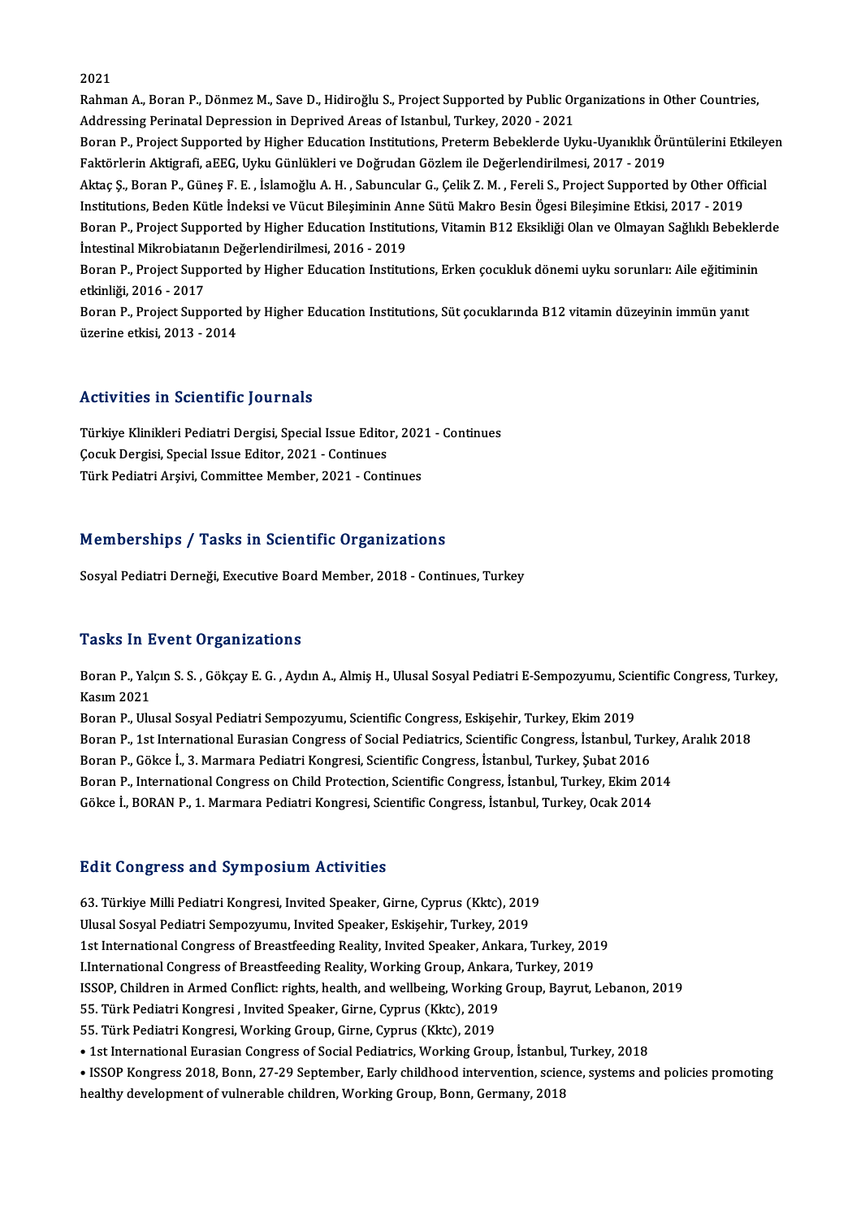2021

Rahman A., Boran P., Dönmez M., Save D., Hidiroğlu S., Project Supported by Public Organizations in Other Countries, Addressing Perinatal Depression in Deprived Areas of Istanbul, Turkey, 2020 - 2021

Boran P., Project Supported by Higher Education Institutions, Preterm Bebeklerde Uyku-Uyanıklık Örüntülerini Etkileyen Faktörlerin Aktigrafi, aEEG, Uyku Günlükleri ve Doğrudan Gözlem ile Değerlendirilmesi, 2017 - 2019

Aktaç Ş., Boran P., Güneş F. E. , İslamoğlu A. H. , Sabuncular G., Çelik Z. M. , Fereli S., Project Supported by Other Official Institutions, Beden Kütle İndeksi ve Vücut Bileşiminin Anne Sütü Makro Besin Ögesi Bileşimine Etkisi, 2017 - 2019

Boran P., Project Supported by Higher Education Institutions, Vitamin B12 Eksikliği Olan ve Olmayan Sağlıklı Bebeklerde İntestinal Mikrobiatanın Değerlendirilmesi, 2016 - 2019

Boran P., Project Supported by Higher Education Institutions, Erken çocukluk dönemi uyku sorunları: Aile eğitiminin etkinliği, 2016 - 2017

Boran P., Project Supported by Higher Education Institutions, Süt çocuklarında B12 vitamin düzeyinin immün yanıt üzerine etkisi, 2013 - 2014

## Activities in Scientific Journals

Türkiye Klinikleri Pediatri Dergisi, Special Issue Editor, 2021 - Continues
Çocuk Dergisi, Special Issue Editor, 2021 - Continues
Türk Pediatri Arşivi, Committee Member, 2021 - Continues

## Memberships / Tasks in Scientific Organizations

Sosyal Pediatri Derneği, Executive Board Member, 2018 - Continues, Turkey

## Tasks In Event Organizations

Boran P., Yalçın S. S. , Gökçay E. G. , Aydın A., Almiş H., Ulusal Sosyal Pediatri E-Sempozyumu, Scientific Congress, Turkey, Kasım 2021

Boran P., Ulusal Sosyal Pediatri Sempozyumu, Scientific Congress, Eskişehir, Turkey, Ekim 2019

Boran P., 1st International Eurasian Congress of Social Pediatrics, Scientific Congress, İstanbul, Turkey, Aralık 2018

Boran P., Gökce İ., 3. Marmara Pediatri Kongresi, Scientific Congress, İstanbul, Turkey, Şubat 2016

Boran P., International Congress on Child Protection, Scientific Congress, İstanbul, Turkey, Ekim 2014

Gökce İ., BORAN P., 1. Marmara Pediatri Kongresi, Scientific Congress, İstanbul, Turkey, Ocak 2014

## Edit Congress and Symposium Activities

63. Türkiye Milli Pediatri Kongresi, Invited Speaker, Girne, Cyprus (Kktc), 2019

Ulusal Sosyal Pediatri Sempozyumu, Invited Speaker, Eskişehir, Turkey, 2019

1st International Congress of Breastfeeding Reality, Invited Speaker, Ankara, Turkey, 2019

I.International Congress of Breastfeeding Reality, Working Group, Ankara, Turkey, 2019

ISSOP, Children in Armed Conflict: rights, health, and wellbeing, Working Group, Bayrut, Lebanon, 2019

55. Türk Pediatri Kongresi , Invited Speaker, Girne, Cyprus (Kktc), 2019

55. Türk Pediatri Kongresi, Working Group, Girne, Cyprus (Kktc), 2019

• 1st International Eurasian Congress of Social Pediatrics, Working Group, İstanbul, Turkey, 2018

• ISSOP Kongress 2018, Bonn, 27-29 September, Early childhood intervention, science, systems and policies promoting healthy development of vulnerable children, Working Group, Bonn, Germany, 2018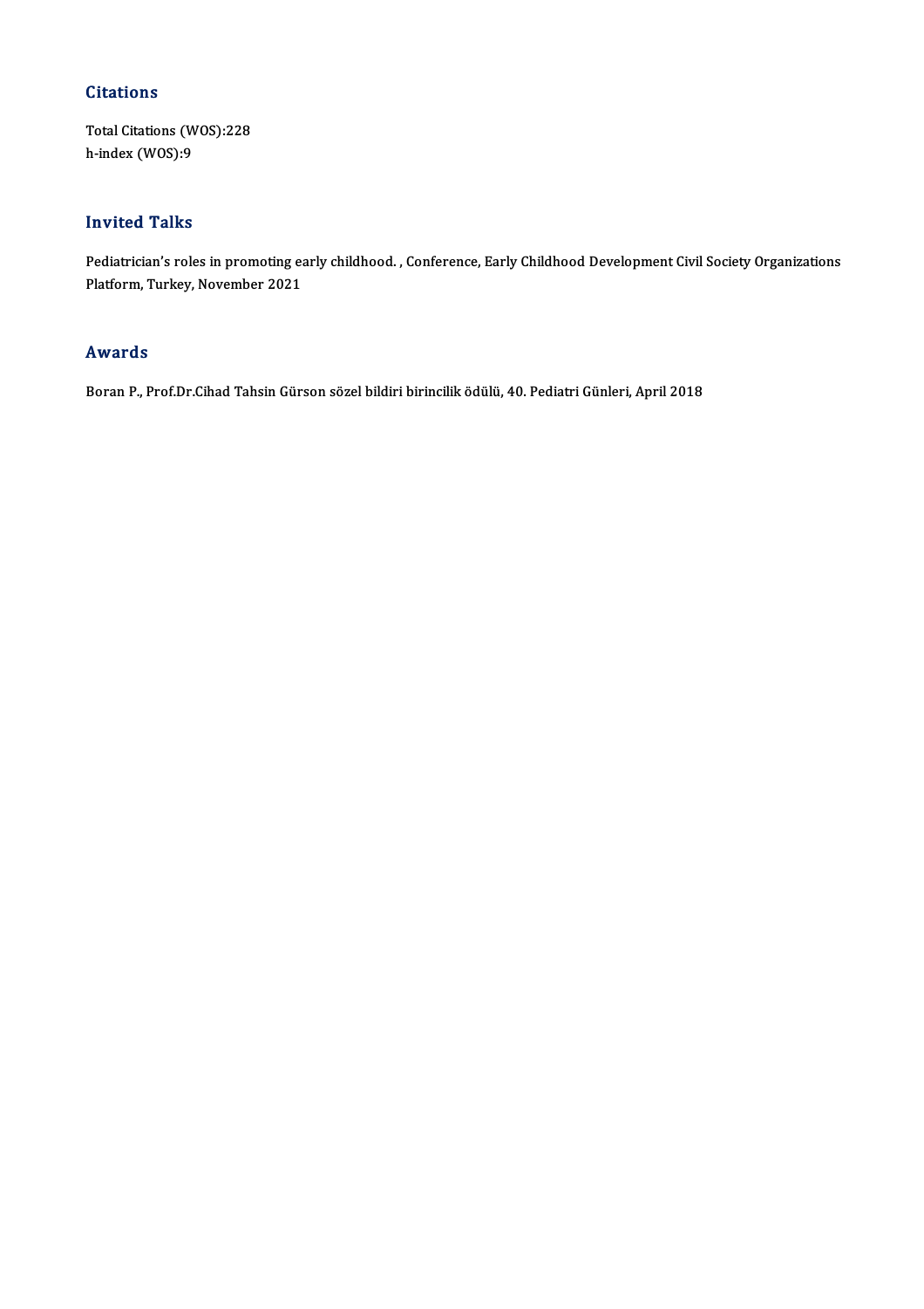## Citations

Total Citations (WOS):228
h-index (WOS):9

## Invited Talks

Pediatrician's roles in promoting early childhood. , Conference, Early Childhood Development Civil Society Organizations Platform, Turkey, November 2021

## Awards

Boran P., Prof.Dr.Cihad Tahsin Gürson sözel bildiri birincilik ödülü, 40. Pediatri Günleri, April 2018